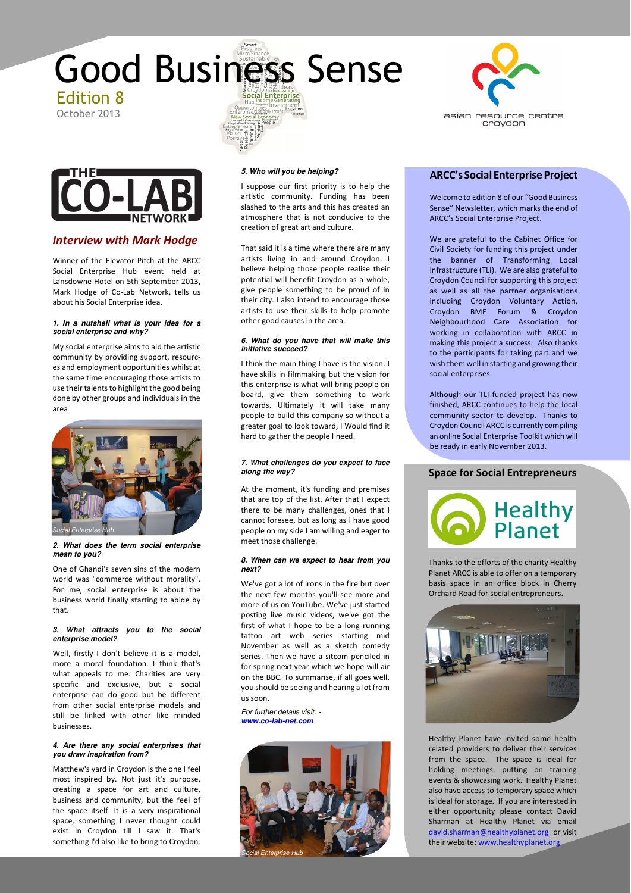# Good Business Sense

Edition 8

October 2013

asian resource centre croydon

## Interview with Mark Hodge

Winner of the Elevator Pitch at the ARCC Social Enterprise Hub event held at Lansdowne Hotel on 5th September 2013, Mark Hodge of Co-Lab Network, tells us about his Social Enterprise idea.

***1. In a nutshell what is your idea for a social enterprise and why?***

My social enterprise aims to aid the artistic community by providing support, resources and employment opportunities whilst at the same time encouraging those artists to use their talents to highlight the good being done by other groups and individuals in the area

*Social Enterprise Hub*

***2. What does the term social enterprise mean to you?***

One of Ghandi's seven sins of the modern world was "commerce without morality". For me, social enterprise is about the business world finally starting to abide by that.

***3. What attracts you to the social enterprise model?***

Well, firstly I don't believe it is a model, more a moral foundation. I think that's what appeals to me. Charities are very specific and exclusive, but a social enterprise can do good but be different from other social enterprise models and still be linked with other like minded businesses.

***4. Are there any social enterprises that you draw inspiration from?***

Matthew's yard in Croydon is the one I feel most inspired by. Not just it's purpose, creating a space for art and culture, business and community, but the feel of the space itself. It is a very inspirational space, something I never thought could exist in Croydon till I saw it. That's something I'd also like to bring to Croydon.

***5. Who will you be helping?***

I suppose our first priority is to help the artistic community. Funding has been slashed to the arts and this has created an atmosphere that is not conducive to the creation of great art and culture.

That said it is a time where there are many artists living in and around Croydon. I believe helping those people realise their potential will benefit Croydon as a whole, give people something to be proud of in their city. I also intend to encourage those artists to use their skills to help promote other good causes in the area.

***6. What do you have that will make this initiative succeed?***

I think the main thing I have is the vision. I have skills in filmmaking but the vision for this enterprise is what will bring people on board, give them something to work towards. Ultimately it will take many people to build this company so without a greater goal to look toward, I Would find it hard to gather the people I need.

***7. What challenges do you expect to face along the way?***

At the moment, it's funding and premises that are top of the list. After that I expect there to be many challenges, ones that I cannot foresee, but as long as I have good people on my side I am willing and eager to meet those challenge.

***8. When can we expect to hear from you next?***

We've got a lot of irons in the fire but over the next few months you'll see more and more of us on YouTube. We've just started posting live music videos, we've got the first of what I hope to be a long running tattoo art web series starting mid November as well as a sketch comedy series. Then we have a sitcom penciled in for spring next year which we hope will air on the BBC. To summarise, if all goes well, you should be seeing and hearing a lot from us soon.

*For further details visit: -* ***www.co-lab-net.com***

*Social Enterprise Hub*

## ARCC's Social Enterprise Project

Welcome to Edition 8 of our "Good Business Sense" Newsletter, which marks the end of ARCC's Social Enterprise Project.

We are grateful to the Cabinet Office for Civil Society for funding this project under the banner of Transforming Local Infrastructure (TLI). We are also grateful to Croydon Council for supporting this project as well as all the partner organisations including Croydon Voluntary Action, Croydon BME Forum & Croydon Neighbourhood Care Association for working in collaboration with ARCC in making this project a success. Also thanks to the participants for taking part and we wish them well in starting and growing their social enterprises.

Although our TLI funded project has now finished, ARCC continues to help the local community sector to develop. Thanks to Croydon Council ARCC is currently compiling an online Social Enterprise Toolkit which will be ready in early November 2013.

## Space for Social Entrepreneurs

Thanks to the efforts of the charity Healthy Planet ARCC is able to offer on a temporary basis space in an office block in Cherry Orchard Road for social entrepreneurs.

Healthy Planet have invited some health related providers to deliver their services from the space. The space is ideal for holding meetings, putting on training events & showcasing work. Healthy Planet also have access to temporary space which is ideal for storage. If you are interested in either opportunity please contact David Sharman at Healthy Planet via email david.sharman@healthyplanet.org or visit their website: www.healthyplanet.org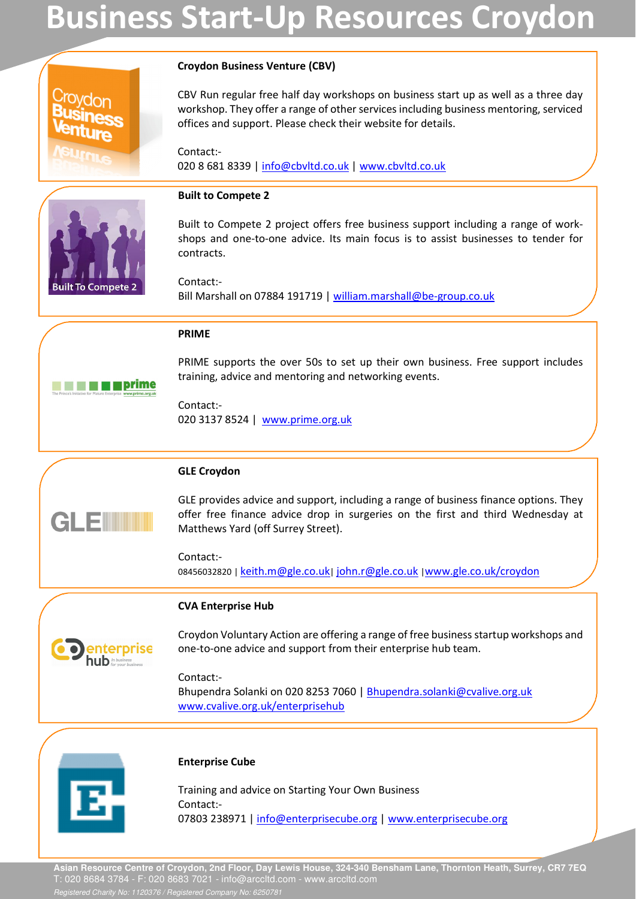# Business Start-Up Resources Croydon

### Croydon Business Venture (CBV)

CBV Run regular free half day workshops on business start up as well as a three day workshop. They offer a range of other services including business mentoring, serviced offices and support. Please check their website for details.

Contact:-
020 8 681 8339 | info@cbvltd.co.uk | www.cbvltd.co.uk

### Built to Compete 2

Built to Compete 2 project offers free business support including a range of workshops and one-to-one advice. Its main focus is to assist businesses to tender for contracts.

Contact:-
Bill Marshall on 07884 191719 | william.marshall@be-group.co.uk

### PRIME

PRIME supports the over 50s to set up their own business. Free support includes training, advice and mentoring and networking events.

Contact:-
020 3137 8524 | www.prime.org.uk

### GLE Croydon

GLE provides advice and support, including a range of business finance options. They offer free finance advice drop in surgeries on the first and third Wednesday at Matthews Yard (off Surrey Street).

Contact:-
08456032820 | keith.m@gle.co.uk| john.r@gle.co.uk |www.gle.co.uk/croydon

### CVA Enterprise Hub

Croydon Voluntary Action are offering a range of free business startup workshops and one-to-one advice and support from their enterprise hub team.

Contact:-
Bhupendra Solanki on 020 8253 7060 | Bhupendra.solanki@cvalive.org.uk
www.cvalive.org.uk/enterprisehub

### Enterprise Cube

Training and advice on Starting Your Own Business
Contact:-
07803 238971 | info@enterprisecube.org | www.enterprisecube.org

**Asian Resource Centre of Croydon, 2nd Floor, Day Lewis House, 324-340 Bensham Lane, Thornton Heath, Surrey, CR7 7EQ**
T: 020 8684 3784 - F: 020 8683 7021 - info@arccltd.com - www.arccltd.com

*Registered Charity No: 1120376 / Registered Company No: 6250781*